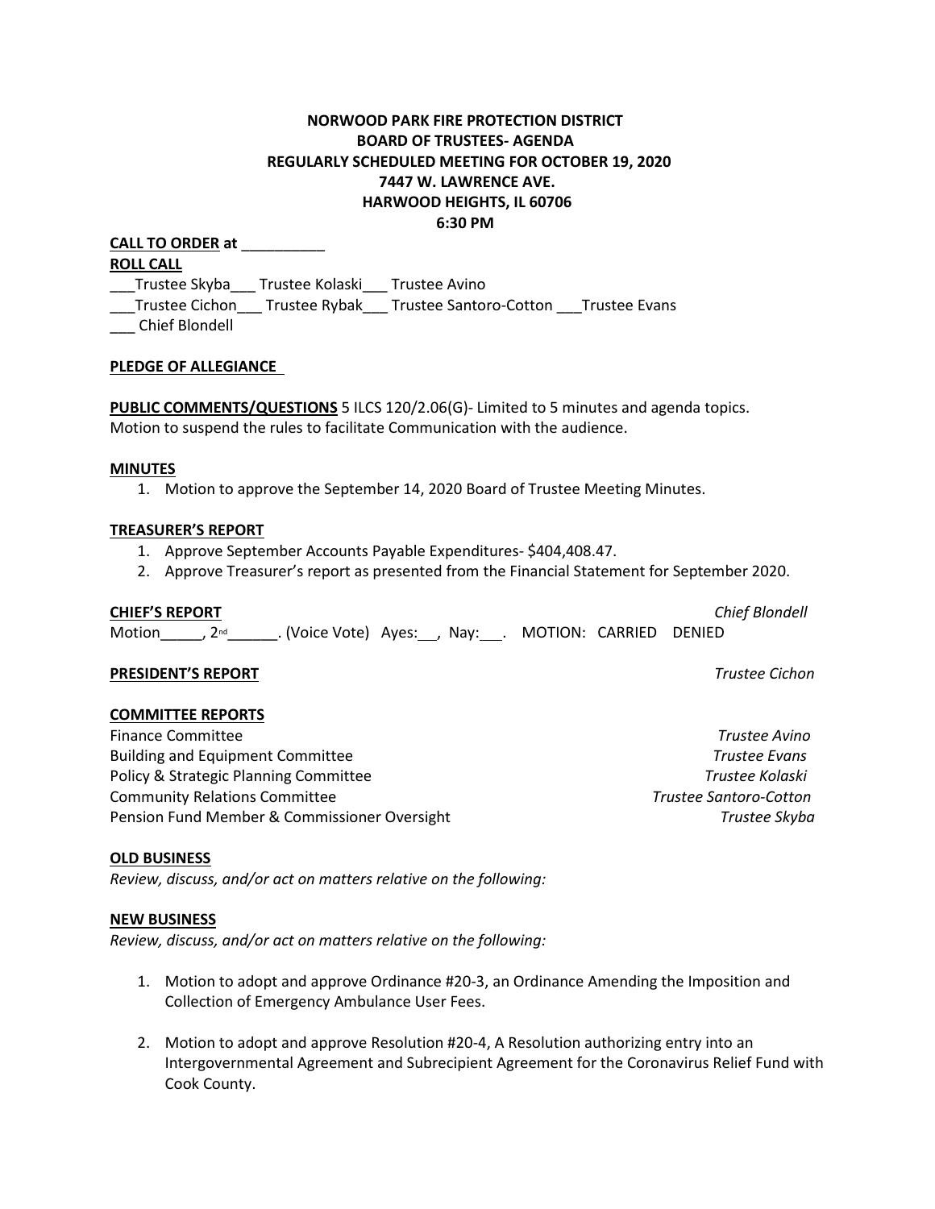**NORWOOD PARK FIRE PROTECTION DISTRICT**
**BOARD OF TRUSTEES- AGENDA**
**REGULARLY SCHEDULED MEETING FOR OCTOBER 19, 2020**
**7447 W. LAWRENCE AVE.**
**HARWOOD HEIGHTS, IL 60706**
**6:30 PM**

**CALL TO ORDER at** __________

**ROLL CALL**

___Trustee Skyba___ Trustee Kolaski___ Trustee Avino
___Trustee Cichon___ Trustee Rybak___ Trustee Santoro-Cotton ___Trustee Evans
___ Chief Blondell

**PLEDGE OF ALLEGIANCE**

**PUBLIC COMMENTS/QUESTIONS** 5 ILCS 120/2.06(G)- Limited to 5 minutes and agenda topics. Motion to suspend the rules to facilitate Communication with the audience.

**MINUTES**

1. Motion to approve the September 14, 2020 Board of Trustee Meeting Minutes.

**TREASURER'S REPORT**

1. Approve September Accounts Payable Expenditures- $404,408.47.
2. Approve Treasurer's report as presented from the Financial Statement for September 2020.

**CHIEF'S REPORT** *Chief Blondell*

Motion_____, 2nd______. (Voice Vote) Ayes:__, Nay:___. MOTION: CARRIED DENIED

**PRESIDENT'S REPORT** *Trustee Cichon*

**COMMITTEE REPORTS**

Finance Committee *Trustee Avino*
Building and Equipment Committee *Trustee Evans*
Policy & Strategic Planning Committee *Trustee Kolaski*
Community Relations Committee *Trustee Santoro-Cotton*
Pension Fund Member & Commissioner Oversight *Trustee Skyba*

**OLD BUSINESS**

*Review, discuss, and/or act on matters relative on the following:*

**NEW BUSINESS**

*Review, discuss, and/or act on matters relative on the following:*

1. Motion to adopt and approve Ordinance #20-3, an Ordinance Amending the Imposition and Collection of Emergency Ambulance User Fees.

2. Motion to adopt and approve Resolution #20-4, A Resolution authorizing entry into an Intergovernmental Agreement and Subrecipient Agreement for the Coronavirus Relief Fund with Cook County.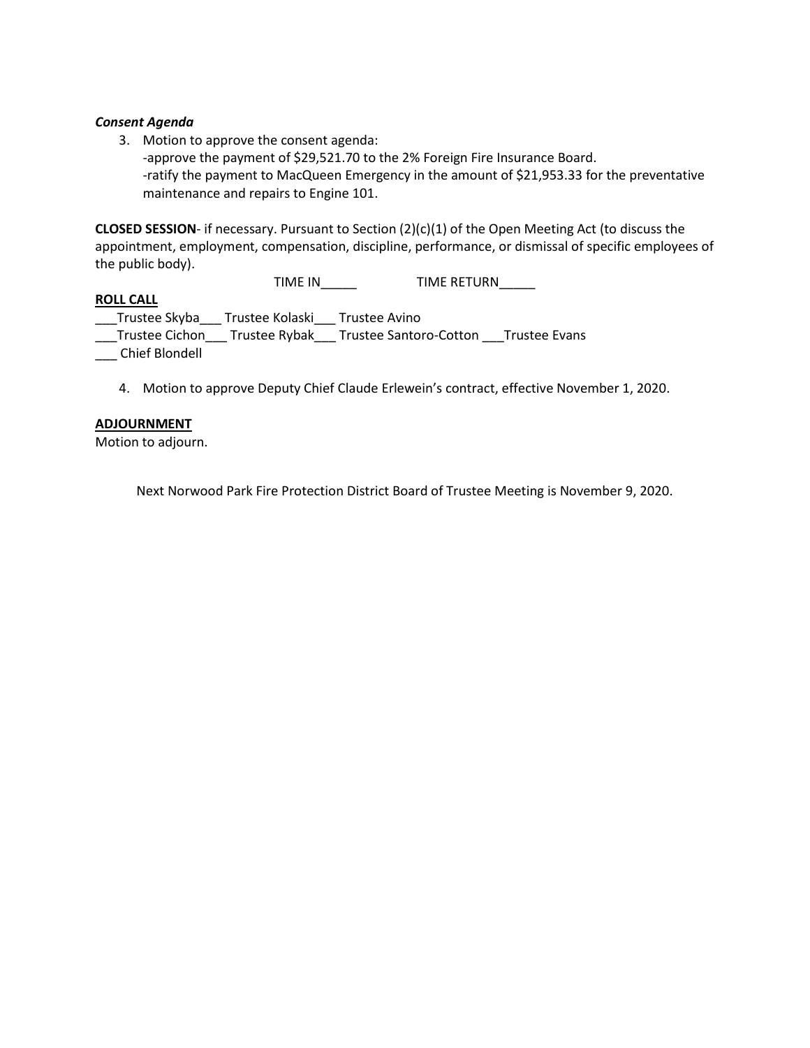***Consent Agenda***

3. Motion to approve the consent agenda:
   -approve the payment of $29,521.70 to the 2% Foreign Fire Insurance Board.
   -ratify the payment to MacQueen Emergency in the amount of $21,953.33 for the preventative maintenance and repairs to Engine 101.

**CLOSED SESSION**- if necessary. Pursuant to Section (2)(c)(1) of the Open Meeting Act (to discuss the appointment, employment, compensation, discipline, performance, or dismissal of specific employees of the public body).

TIME IN_____ TIME RETURN_____

**ROLL CALL**

___Trustee Skyba___ Trustee Kolaski___ Trustee Avino
___Trustee Cichon___ Trustee Rybak___ Trustee Santoro-Cotton ___Trustee Evans
___ Chief Blondell

4. Motion to approve Deputy Chief Claude Erlewein's contract, effective November 1, 2020.

**ADJOURNMENT**

Motion to adjourn.

Next Norwood Park Fire Protection District Board of Trustee Meeting is November 9, 2020.